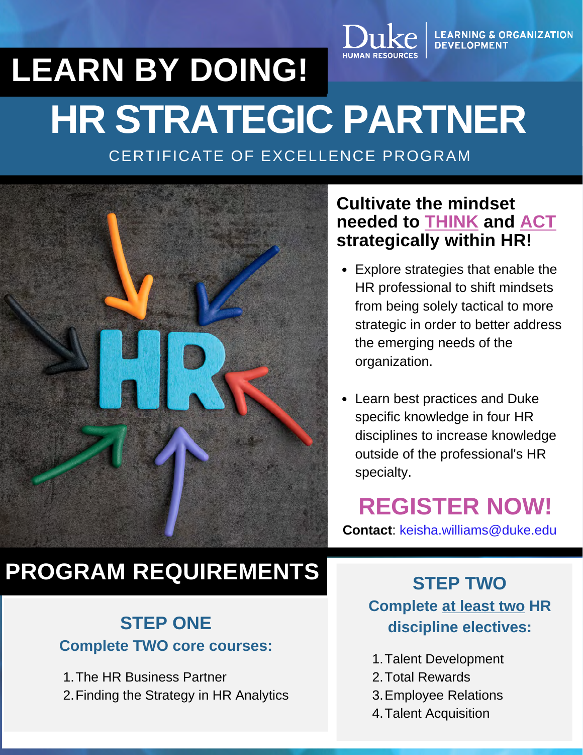Duke HUMAN RESOURCES | LEARNING & ORGANIZATION DEVELOPMENT

# LEARN BY DOING!

# HR STRATEGIC PARTNER

CERTIFICATE OF EXCELLENCE PROGRAM

## Cultivate the mindset needed to THINK and ACT strategically within HR!

- Explore strategies that enable the HR professional to shift mindsets from being solely tactical to more strategic in order to better address the emerging needs of the organization.
- Learn best practices and Duke specific knowledge in four HR disciplines to increase knowledge outside of the professional's HR specialty.

## REGISTER NOW!

**Contact**: keisha.williams@duke.edu

# PROGRAM REQUIREMENTS

### STEP ONE

**Complete TWO core courses:**

1. The HR Business Partner
2. Finding the Strategy in HR Analytics

### STEP TWO

**Complete at least two HR discipline electives:**

1. Talent Development
2. Total Rewards
3. Employee Relations
4. Talent Acquisition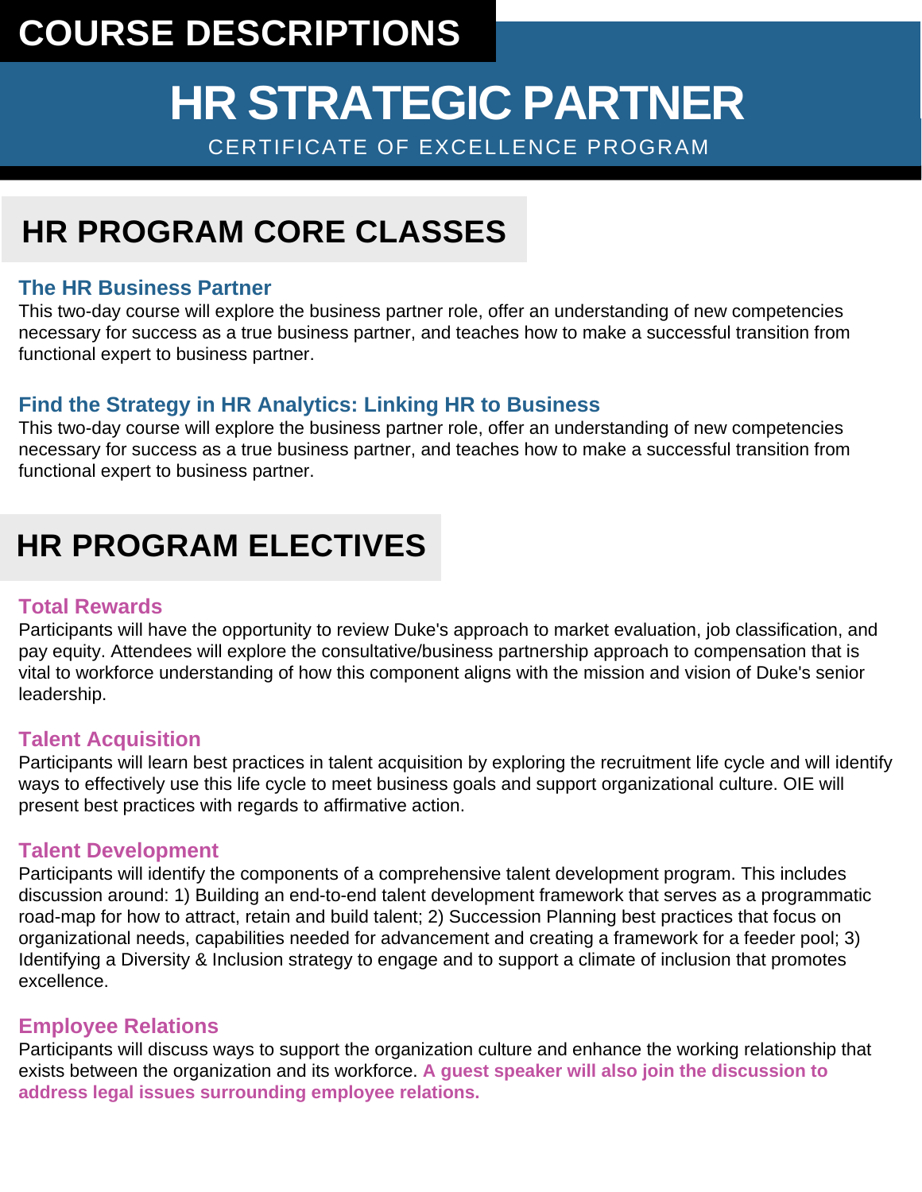# COURSE DESCRIPTIONS

# HR STRATEGIC PARTNER

CERTIFICATE OF EXCELLENCE PROGRAM

## HR PROGRAM CORE CLASSES

### The HR Business Partner

This two-day course will explore the business partner role, offer an understanding of new competencies necessary for success as a true business partner, and teaches how to make a successful transition from functional expert to business partner.

### Find the Strategy in HR Analytics: Linking HR to Business

This two-day course will explore the business partner role, offer an understanding of new competencies necessary for success as a true business partner, and teaches how to make a successful transition from functional expert to business partner.

## HR PROGRAM ELECTIVES

### Total Rewards

Participants will have the opportunity to review Duke's approach to market evaluation, job classification, and pay equity. Attendees will explore the consultative/business partnership approach to compensation that is vital to workforce understanding of how this component aligns with the mission and vision of Duke's senior leadership.

### Talent Acquisition

Participants will learn best practices in talent acquisition by exploring the recruitment life cycle and will identify ways to effectively use this life cycle to meet business goals and support organizational culture. OIE will present best practices with regards to affirmative action.

### Talent Development

Participants will identify the components of a comprehensive talent development program. This includes discussion around: 1) Building an end-to-end talent development framework that serves as a programmatic road-map for how to attract, retain and build talent; 2) Succession Planning best practices that focus on organizational needs, capabilities needed for advancement and creating a framework for a feeder pool; 3) Identifying a Diversity & Inclusion strategy to engage and to support a climate of inclusion that promotes excellence.

### Employee Relations

Participants will discuss ways to support the organization culture and enhance the working relationship that exists between the organization and its workforce. **A guest speaker will also join the discussion to address legal issues surrounding employee relations.**